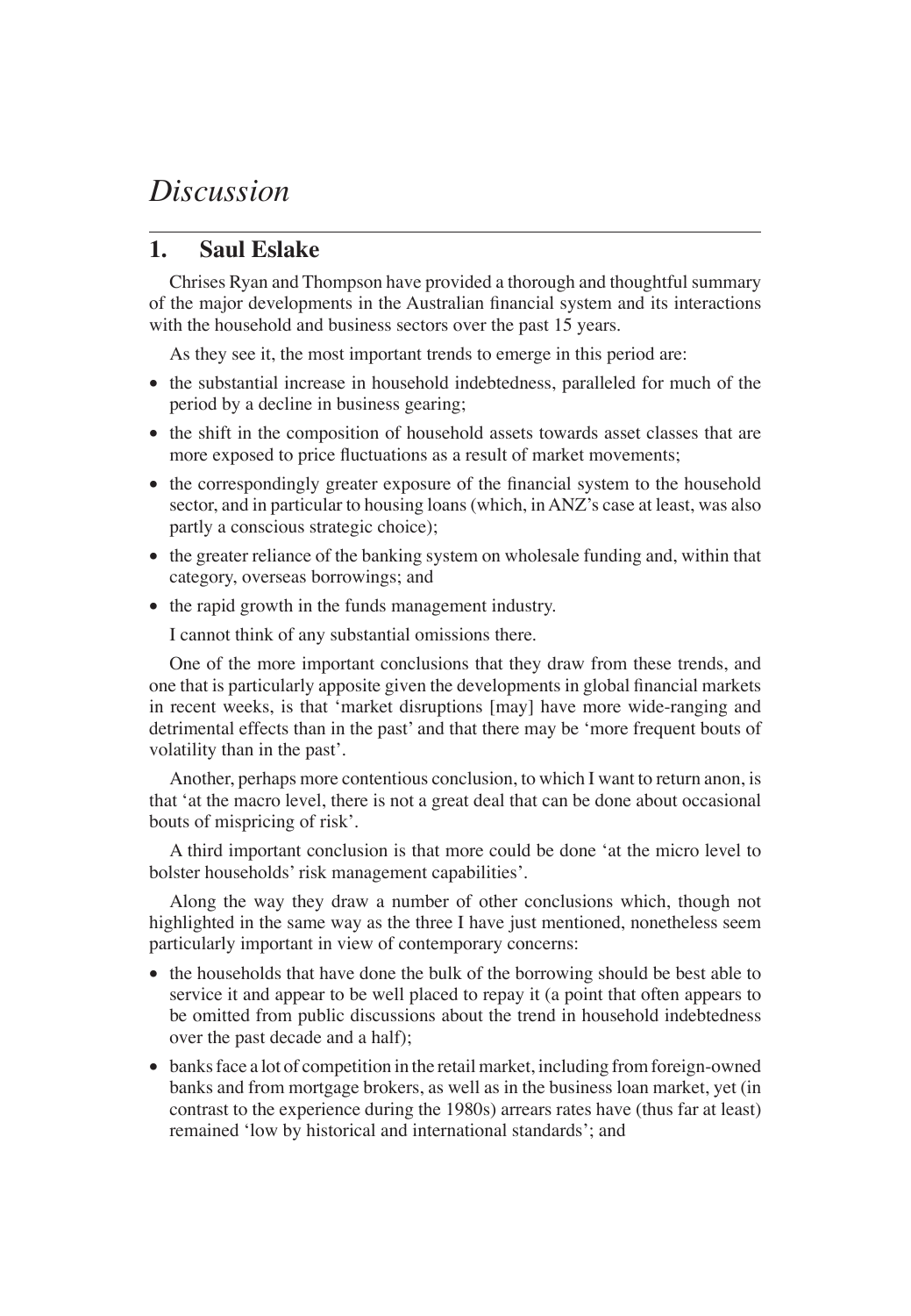# *Discussion*

## 1. Saul Eslake

Chrises Ryan and Thompson have provided a thorough and thoughtful summary of the major developments in the Australian financial system and its interactions with the household and business sectors over the past 15 years.

As they see it, the most important trends to emerge in this period are:

- the substantial increase in household indebtedness, paralleled for much of the period by a decline in business gearing;
- the shift in the composition of household assets towards asset classes that are more exposed to price fluctuations as a result of market movements;
- the correspondingly greater exposure of the financial system to the household sector, and in particular to housing loans (which, in ANZ's case at least, was also partly a conscious strategic choice);
- the greater reliance of the banking system on wholesale funding and, within that category, overseas borrowings; and
- the rapid growth in the funds management industry.

I cannot think of any substantial omissions there.

One of the more important conclusions that they draw from these trends, and one that is particularly apposite given the developments in global financial markets in recent weeks, is that 'market disruptions [may] have more wide-ranging and detrimental effects than in the past' and that there may be 'more frequent bouts of volatility than in the past'.

Another, perhaps more contentious conclusion, to which I want to return anon, is that 'at the macro level, there is not a great deal that can be done about occasional bouts of mispricing of risk'.

A third important conclusion is that more could be done 'at the micro level to bolster households' risk management capabilities'.

Along the way they draw a number of other conclusions which, though not highlighted in the same way as the three I have just mentioned, nonetheless seem particularly important in view of contemporary concerns:

- the households that have done the bulk of the borrowing should be best able to service it and appear to be well placed to repay it (a point that often appears to be omitted from public discussions about the trend in household indebtedness over the past decade and a half);
- banks face a lot of competition in the retail market, including from foreign-owned banks and from mortgage brokers, as well as in the business loan market, yet (in contrast to the experience during the 1980s) arrears rates have (thus far at least) remained 'low by historical and international standards'; and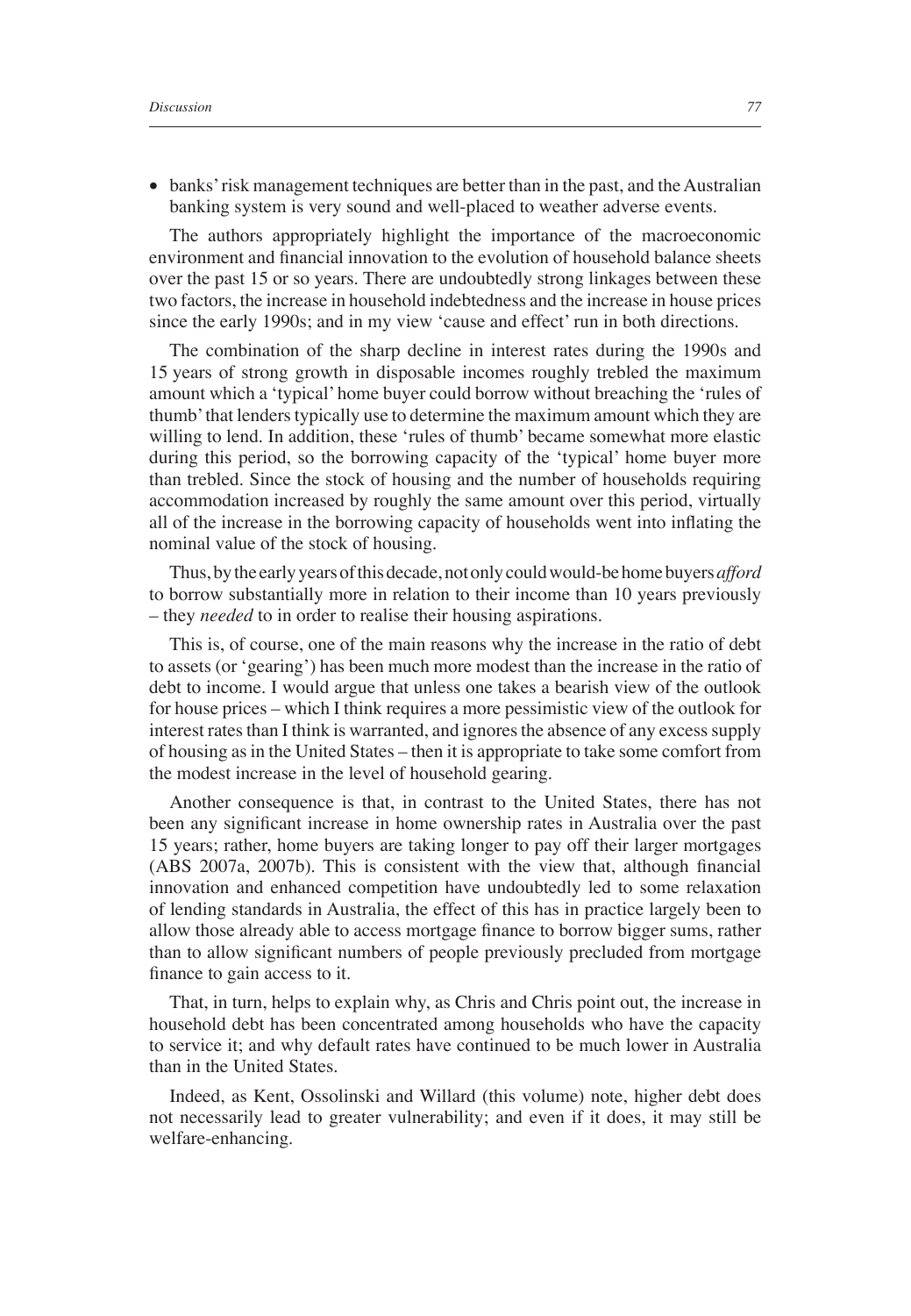- banks' risk management techniques are better than in the past, and the Australian banking system is very sound and well-placed to weather adverse events.

The authors appropriately highlight the importance of the macroeconomic environment and financial innovation to the evolution of household balance sheets over the past 15 or so years. There are undoubtedly strong linkages between these two factors, the increase in household indebtedness and the increase in house prices since the early 1990s; and in my view 'cause and effect' run in both directions.

The combination of the sharp decline in interest rates during the 1990s and 15 years of strong growth in disposable incomes roughly trebled the maximum amount which a 'typical' home buyer could borrow without breaching the 'rules of thumb' that lenders typically use to determine the maximum amount which they are willing to lend. In addition, these 'rules of thumb' became somewhat more elastic during this period, so the borrowing capacity of the 'typical' home buyer more than trebled. Since the stock of housing and the number of households requiring accommodation increased by roughly the same amount over this period, virtually all of the increase in the borrowing capacity of households went into inflating the nominal value of the stock of housing.

Thus, by the early years of this decade, not only could would-be home buyers *afford* to borrow substantially more in relation to their income than 10 years previously – they *needed* to in order to realise their housing aspirations.

This is, of course, one of the main reasons why the increase in the ratio of debt to assets (or 'gearing') has been much more modest than the increase in the ratio of debt to income. I would argue that unless one takes a bearish view of the outlook for house prices – which I think requires a more pessimistic view of the outlook for interest rates than I think is warranted, and ignores the absence of any excess supply of housing as in the United States – then it is appropriate to take some comfort from the modest increase in the level of household gearing.

Another consequence is that, in contrast to the United States, there has not been any significant increase in home ownership rates in Australia over the past 15 years; rather, home buyers are taking longer to pay off their larger mortgages (ABS 2007a, 2007b). This is consistent with the view that, although financial innovation and enhanced competition have undoubtedly led to some relaxation of lending standards in Australia, the effect of this has in practice largely been to allow those already able to access mortgage finance to borrow bigger sums, rather than to allow significant numbers of people previously precluded from mortgage finance to gain access to it.

That, in turn, helps to explain why, as Chris and Chris point out, the increase in household debt has been concentrated among households who have the capacity to service it; and why default rates have continued to be much lower in Australia than in the United States.

Indeed, as Kent, Ossolinski and Willard (this volume) note, higher debt does not necessarily lead to greater vulnerability; and even if it does, it may still be welfare-enhancing.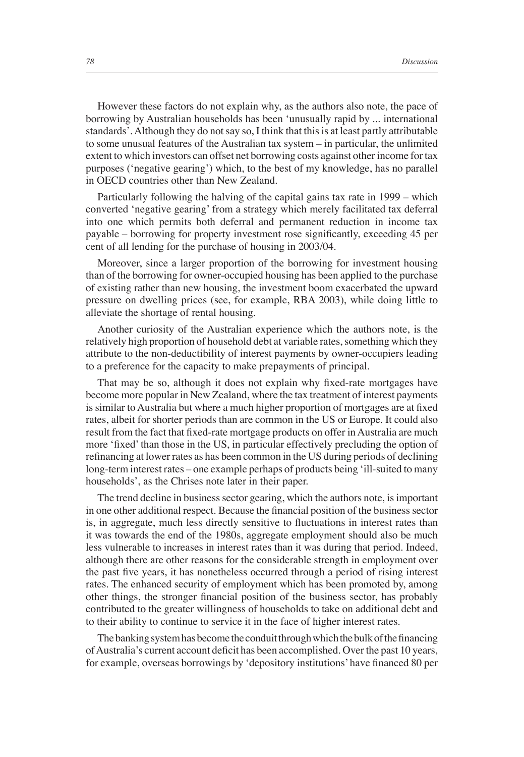However these factors do not explain why, as the authors also note, the pace of borrowing by Australian households has been 'unusually rapid by ... international standards'. Although they do not say so, I think that this is at least partly attributable to some unusual features of the Australian tax system – in particular, the unlimited extent to which investors can offset net borrowing costs against other income for tax purposes ('negative gearing') which, to the best of my knowledge, has no parallel in OECD countries other than New Zealand.

Particularly following the halving of the capital gains tax rate in 1999 – which converted 'negative gearing' from a strategy which merely facilitated tax deferral into one which permits both deferral and permanent reduction in income tax payable – borrowing for property investment rose significantly, exceeding 45 per cent of all lending for the purchase of housing in 2003/04.

Moreover, since a larger proportion of the borrowing for investment housing than of the borrowing for owner-occupied housing has been applied to the purchase of existing rather than new housing, the investment boom exacerbated the upward pressure on dwelling prices (see, for example, RBA 2003), while doing little to alleviate the shortage of rental housing.

Another curiosity of the Australian experience which the authors note, is the relatively high proportion of household debt at variable rates, something which they attribute to the non-deductibility of interest payments by owner-occupiers leading to a preference for the capacity to make prepayments of principal.

That may be so, although it does not explain why fixed-rate mortgages have become more popular in New Zealand, where the tax treatment of interest payments is similar to Australia but where a much higher proportion of mortgages are at fixed rates, albeit for shorter periods than are common in the US or Europe. It could also result from the fact that fixed-rate mortgage products on offer in Australia are much more 'fixed' than those in the US, in particular effectively precluding the option of refinancing at lower rates as has been common in the US during periods of declining long-term interest rates – one example perhaps of products being 'ill-suited to many households', as the Chrises note later in their paper.

The trend decline in business sector gearing, which the authors note, is important in one other additional respect. Because the financial position of the business sector is, in aggregate, much less directly sensitive to fluctuations in interest rates than it was towards the end of the 1980s, aggregate employment should also be much less vulnerable to increases in interest rates than it was during that period. Indeed, although there are other reasons for the considerable strength in employment over the past five years, it has nonetheless occurred through a period of rising interest rates. The enhanced security of employment which has been promoted by, among other things, the stronger financial position of the business sector, has probably contributed to the greater willingness of households to take on additional debt and to their ability to continue to service it in the face of higher interest rates.

The banking system has become the conduit through which the bulk of the financing of Australia's current account deficit has been accomplished. Over the past 10 years, for example, overseas borrowings by 'depository institutions' have financed 80 per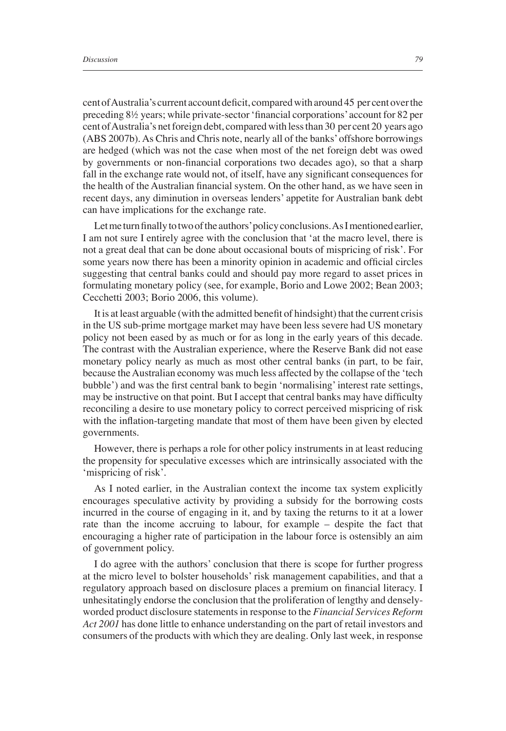cent of Australia's current account deficit, compared with around 45 per cent over the preceding 8½ years; while private-sector 'financial corporations' account for 82 per cent of Australia's net foreign debt, compared with less than 30 per cent 20 years ago (ABS 2007b). As Chris and Chris note, nearly all of the banks' offshore borrowings are hedged (which was not the case when most of the net foreign debt was owed by governments or non-financial corporations two decades ago), so that a sharp fall in the exchange rate would not, of itself, have any significant consequences for the health of the Australian financial system. On the other hand, as we have seen in recent days, any diminution in overseas lenders' appetite for Australian bank debt can have implications for the exchange rate.

Let me turn finally to two of the authors' policy conclusions. As I mentioned earlier, I am not sure I entirely agree with the conclusion that 'at the macro level, there is not a great deal that can be done about occasional bouts of mispricing of risk'. For some years now there has been a minority opinion in academic and official circles suggesting that central banks could and should pay more regard to asset prices in formulating monetary policy (see, for example, Borio and Lowe 2002; Bean 2003; Cecchetti 2003; Borio 2006, this volume).

It is at least arguable (with the admitted benefit of hindsight) that the current crisis in the US sub-prime mortgage market may have been less severe had US monetary policy not been eased by as much or for as long in the early years of this decade. The contrast with the Australian experience, where the Reserve Bank did not ease monetary policy nearly as much as most other central banks (in part, to be fair, because the Australian economy was much less affected by the collapse of the 'tech bubble') and was the first central bank to begin 'normalising' interest rate settings, may be instructive on that point. But I accept that central banks may have difficulty reconciling a desire to use monetary policy to correct perceived mispricing of risk with the inflation-targeting mandate that most of them have been given by elected governments.

However, there is perhaps a role for other policy instruments in at least reducing the propensity for speculative excesses which are intrinsically associated with the 'mispricing of risk'.

As I noted earlier, in the Australian context the income tax system explicitly encourages speculative activity by providing a subsidy for the borrowing costs incurred in the course of engaging in it, and by taxing the returns to it at a lower rate than the income accruing to labour, for example – despite the fact that encouraging a higher rate of participation in the labour force is ostensibly an aim of government policy.

I do agree with the authors' conclusion that there is scope for further progress at the micro level to bolster households' risk management capabilities, and that a regulatory approach based on disclosure places a premium on financial literacy. I unhesitatingly endorse the conclusion that the proliferation of lengthy and densely-worded product disclosure statements in response to the *Financial Services Reform Act 2001* has done little to enhance understanding on the part of retail investors and consumers of the products with which they are dealing. Only last week, in response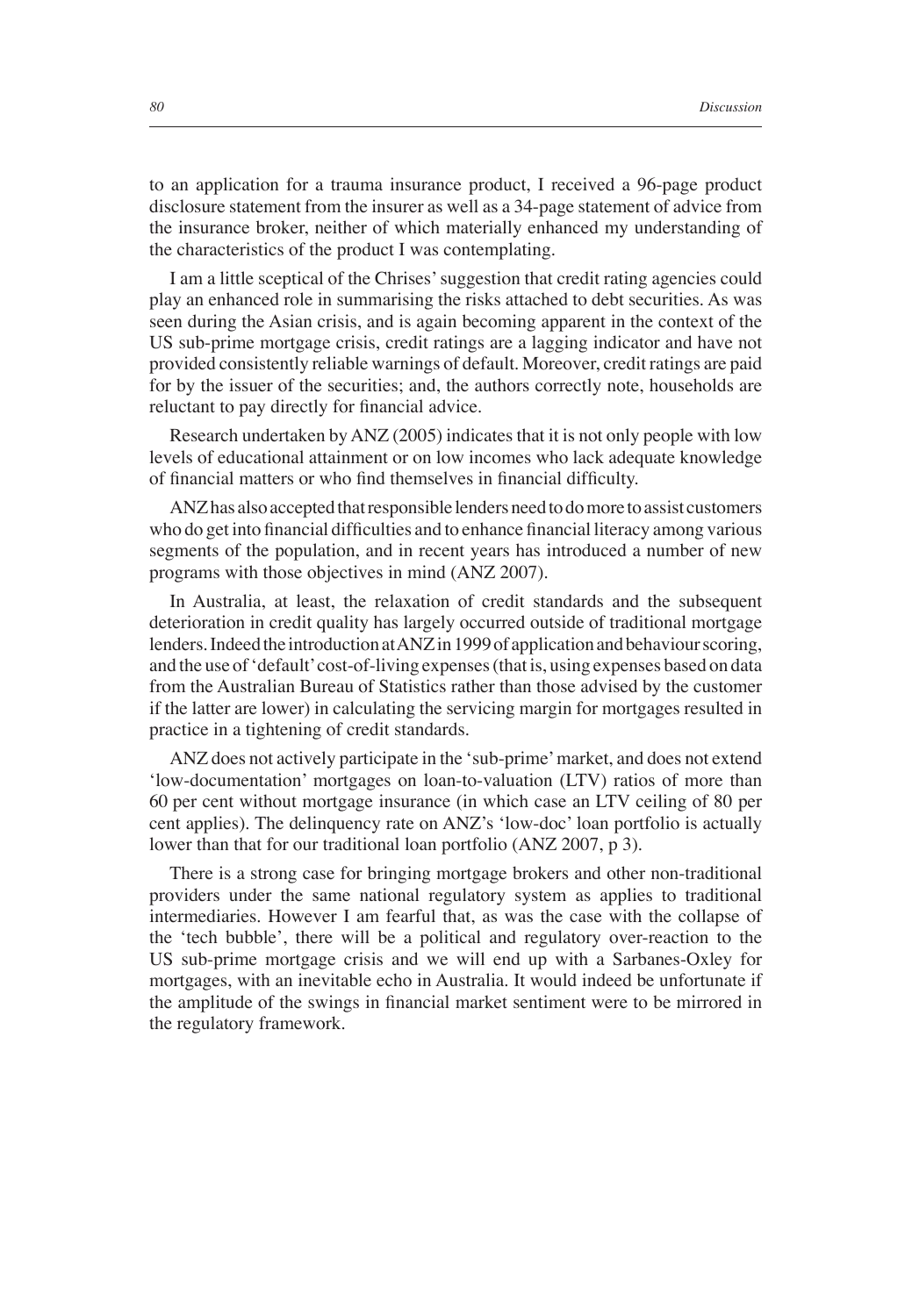to an application for a trauma insurance product, I received a 96-page product disclosure statement from the insurer as well as a 34-page statement of advice from the insurance broker, neither of which materially enhanced my understanding of the characteristics of the product I was contemplating.

I am a little sceptical of the Chrises' suggestion that credit rating agencies could play an enhanced role in summarising the risks attached to debt securities. As was seen during the Asian crisis, and is again becoming apparent in the context of the US sub-prime mortgage crisis, credit ratings are a lagging indicator and have not provided consistently reliable warnings of default. Moreover, credit ratings are paid for by the issuer of the securities; and, the authors correctly note, households are reluctant to pay directly for financial advice.

Research undertaken by ANZ (2005) indicates that it is not only people with low levels of educational attainment or on low incomes who lack adequate knowledge of financial matters or who find themselves in financial difficulty.

ANZ has also accepted that responsible lenders need to do more to assist customers who do get into financial difficulties and to enhance financial literacy among various segments of the population, and in recent years has introduced a number of new programs with those objectives in mind (ANZ 2007).

In Australia, at least, the relaxation of credit standards and the subsequent deterioration in credit quality has largely occurred outside of traditional mortgage lenders. Indeed the introduction at ANZ in 1999 of application and behaviour scoring, and the use of 'default' cost-of-living expenses (that is, using expenses based on data from the Australian Bureau of Statistics rather than those advised by the customer if the latter are lower) in calculating the servicing margin for mortgages resulted in practice in a tightening of credit standards.

ANZ does not actively participate in the 'sub-prime' market, and does not extend 'low-documentation' mortgages on loan-to-valuation (LTV) ratios of more than 60 per cent without mortgage insurance (in which case an LTV ceiling of 80 per cent applies). The delinquency rate on ANZ's 'low-doc' loan portfolio is actually lower than that for our traditional loan portfolio (ANZ 2007, p 3).

There is a strong case for bringing mortgage brokers and other non-traditional providers under the same national regulatory system as applies to traditional intermediaries. However I am fearful that, as was the case with the collapse of the 'tech bubble', there will be a political and regulatory over-reaction to the US sub-prime mortgage crisis and we will end up with a Sarbanes-Oxley for mortgages, with an inevitable echo in Australia. It would indeed be unfortunate if the amplitude of the swings in financial market sentiment were to be mirrored in the regulatory framework.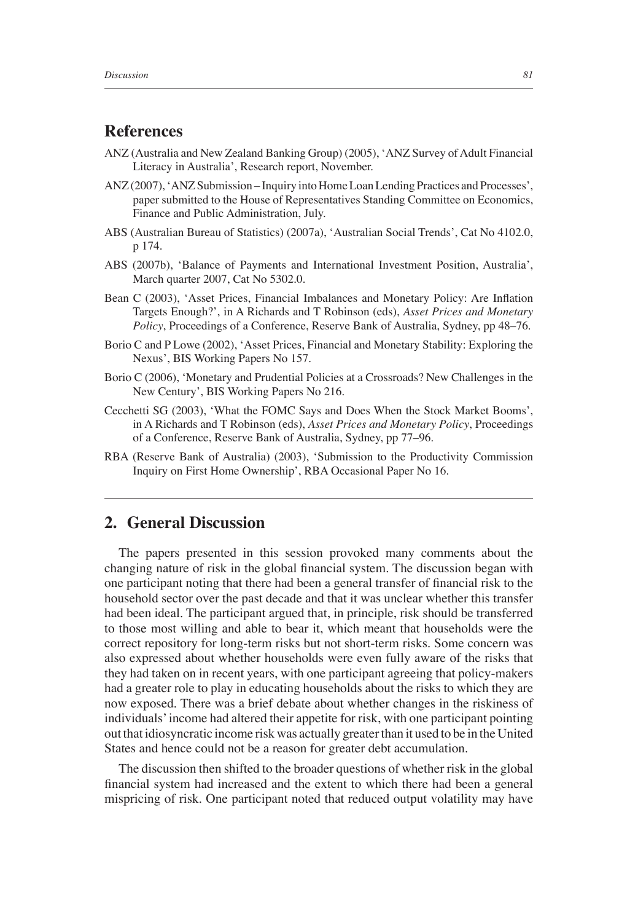## References

ANZ (Australia and New Zealand Banking Group) (2005), 'ANZ Survey of Adult Financial Literacy in Australia', Research report, November.

ANZ (2007), 'ANZ Submission – Inquiry into Home Loan Lending Practices and Processes', paper submitted to the House of Representatives Standing Committee on Economics, Finance and Public Administration, July.

ABS (Australian Bureau of Statistics) (2007a), 'Australian Social Trends', Cat No 4102.0, p 174.

ABS (2007b), 'Balance of Payments and International Investment Position, Australia', March quarter 2007, Cat No 5302.0.

Bean C (2003), 'Asset Prices, Financial Imbalances and Monetary Policy: Are Inflation Targets Enough?', in A Richards and T Robinson (eds), *Asset Prices and Monetary Policy*, Proceedings of a Conference, Reserve Bank of Australia, Sydney, pp 48–76.

Borio C and P Lowe (2002), 'Asset Prices, Financial and Monetary Stability: Exploring the Nexus', BIS Working Papers No 157.

Borio C (2006), 'Monetary and Prudential Policies at a Crossroads? New Challenges in the New Century', BIS Working Papers No 216.

Cecchetti SG (2003), 'What the FOMC Says and Does When the Stock Market Booms', in A Richards and T Robinson (eds), *Asset Prices and Monetary Policy*, Proceedings of a Conference, Reserve Bank of Australia, Sydney, pp 77–96.

RBA (Reserve Bank of Australia) (2003), 'Submission to the Productivity Commission Inquiry on First Home Ownership', RBA Occasional Paper No 16.

## 2. General Discussion

The papers presented in this session provoked many comments about the changing nature of risk in the global financial system. The discussion began with one participant noting that there had been a general transfer of financial risk to the household sector over the past decade and that it was unclear whether this transfer had been ideal. The participant argued that, in principle, risk should be transferred to those most willing and able to bear it, which meant that households were the correct repository for long-term risks but not short-term risks. Some concern was also expressed about whether households were even fully aware of the risks that they had taken on in recent years, with one participant agreeing that policy-makers had a greater role to play in educating households about the risks to which they are now exposed. There was a brief debate about whether changes in the riskiness of individuals' income had altered their appetite for risk, with one participant pointing out that idiosyncratic income risk was actually greater than it used to be in the United States and hence could not be a reason for greater debt accumulation.

The discussion then shifted to the broader questions of whether risk in the global financial system had increased and the extent to which there had been a general mispricing of risk. One participant noted that reduced output volatility may have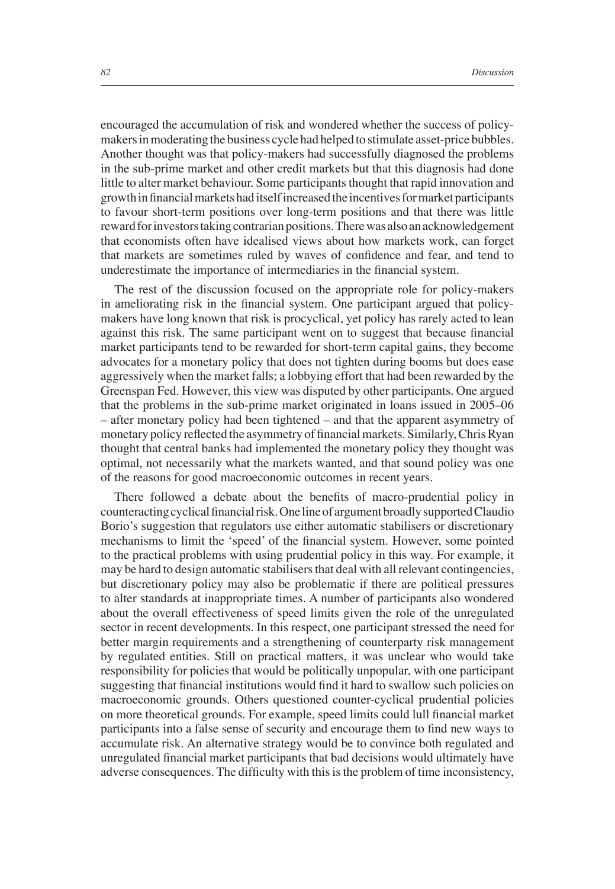encouraged the accumulation of risk and wondered whether the success of policy-makers in moderating the business cycle had helped to stimulate asset-price bubbles. Another thought was that policy-makers had successfully diagnosed the problems in the sub-prime market and other credit markets but that this diagnosis had done little to alter market behaviour. Some participants thought that rapid innovation and growth in financial markets had itself increased the incentives for market participants to favour short-term positions over long-term positions and that there was little reward for investors taking contrarian positions. There was also an acknowledgement that economists often have idealised views about how markets work, can forget that markets are sometimes ruled by waves of confidence and fear, and tend to underestimate the importance of intermediaries in the financial system.

The rest of the discussion focused on the appropriate role for policy-makers in ameliorating risk in the financial system. One participant argued that policy-makers have long known that risk is procyclical, yet policy has rarely acted to lean against this risk. The same participant went on to suggest that because financial market participants tend to be rewarded for short-term capital gains, they become advocates for a monetary policy that does not tighten during booms but does ease aggressively when the market falls; a lobbying effort that had been rewarded by the Greenspan Fed. However, this view was disputed by other participants. One argued that the problems in the sub-prime market originated in loans issued in 2005–06 – after monetary policy had been tightened – and that the apparent asymmetry of monetary policy reflected the asymmetry of financial markets. Similarly, Chris Ryan thought that central banks had implemented the monetary policy they thought was optimal, not necessarily what the markets wanted, and that sound policy was one of the reasons for good macroeconomic outcomes in recent years.

There followed a debate about the benefits of macro-prudential policy in counteracting cyclical financial risk. One line of argument broadly supported Claudio Borio's suggestion that regulators use either automatic stabilisers or discretionary mechanisms to limit the 'speed' of the financial system. However, some pointed to the practical problems with using prudential policy in this way. For example, it may be hard to design automatic stabilisers that deal with all relevant contingencies, but discretionary policy may also be problematic if there are political pressures to alter standards at inappropriate times. A number of participants also wondered about the overall effectiveness of speed limits given the role of the unregulated sector in recent developments. In this respect, one participant stressed the need for better margin requirements and a strengthening of counterparty risk management by regulated entities. Still on practical matters, it was unclear who would take responsibility for policies that would be politically unpopular, with one participant suggesting that financial institutions would find it hard to swallow such policies on macroeconomic grounds. Others questioned counter-cyclical prudential policies on more theoretical grounds. For example, speed limits could lull financial market participants into a false sense of security and encourage them to find new ways to accumulate risk. An alternative strategy would be to convince both regulated and unregulated financial market participants that bad decisions would ultimately have adverse consequences. The difficulty with this is the problem of time inconsistency,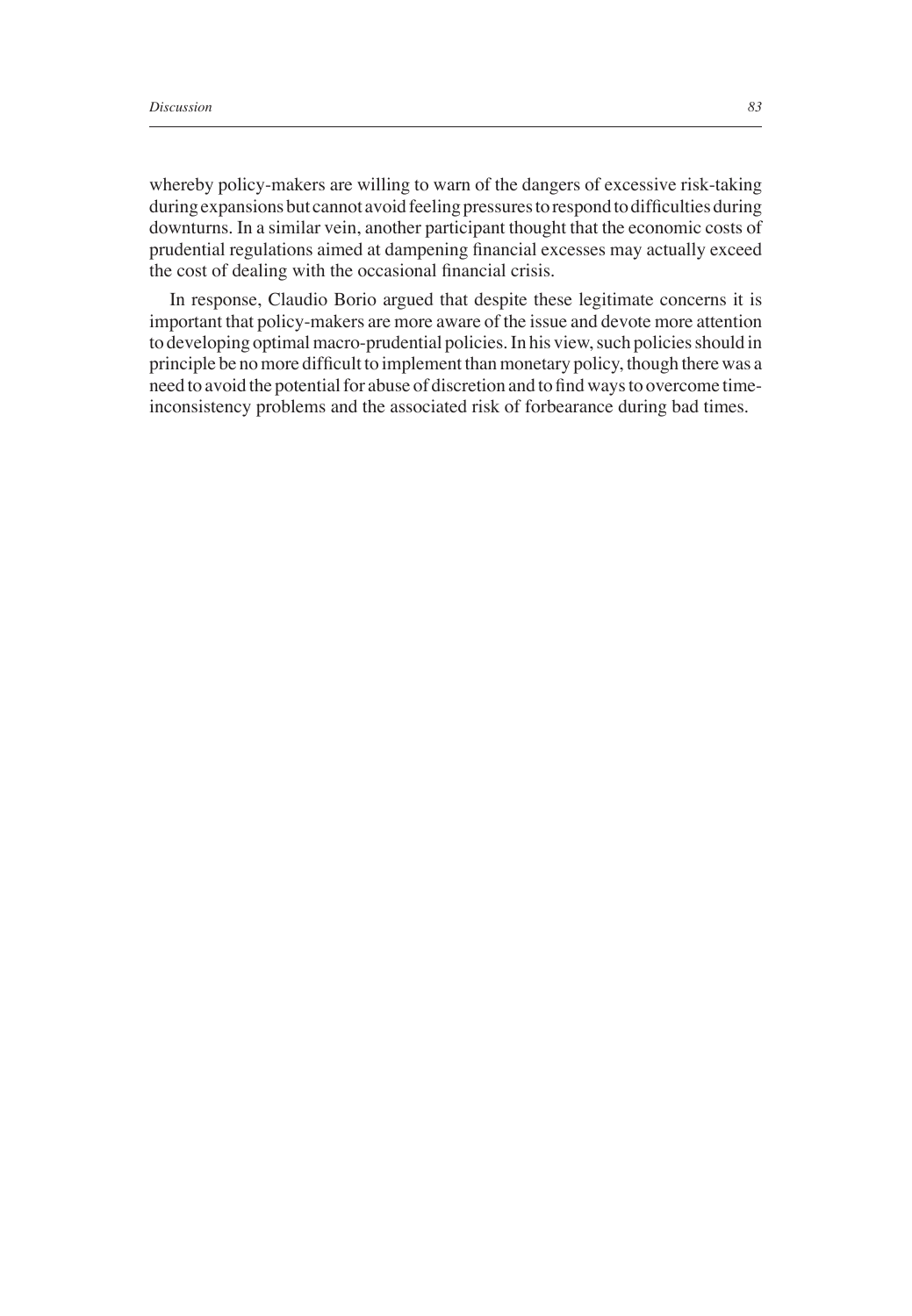whereby policy-makers are willing to warn of the dangers of excessive risk-taking during expansions but cannot avoid feeling pressures to respond to difficulties during downturns. In a similar vein, another participant thought that the economic costs of prudential regulations aimed at dampening financial excesses may actually exceed the cost of dealing with the occasional financial crisis.

In response, Claudio Borio argued that despite these legitimate concerns it is important that policy-makers are more aware of the issue and devote more attention to developing optimal macro-prudential policies. In his view, such policies should in principle be no more difficult to implement than monetary policy, though there was a need to avoid the potential for abuse of discretion and to find ways to overcome time-inconsistency problems and the associated risk of forbearance during bad times.